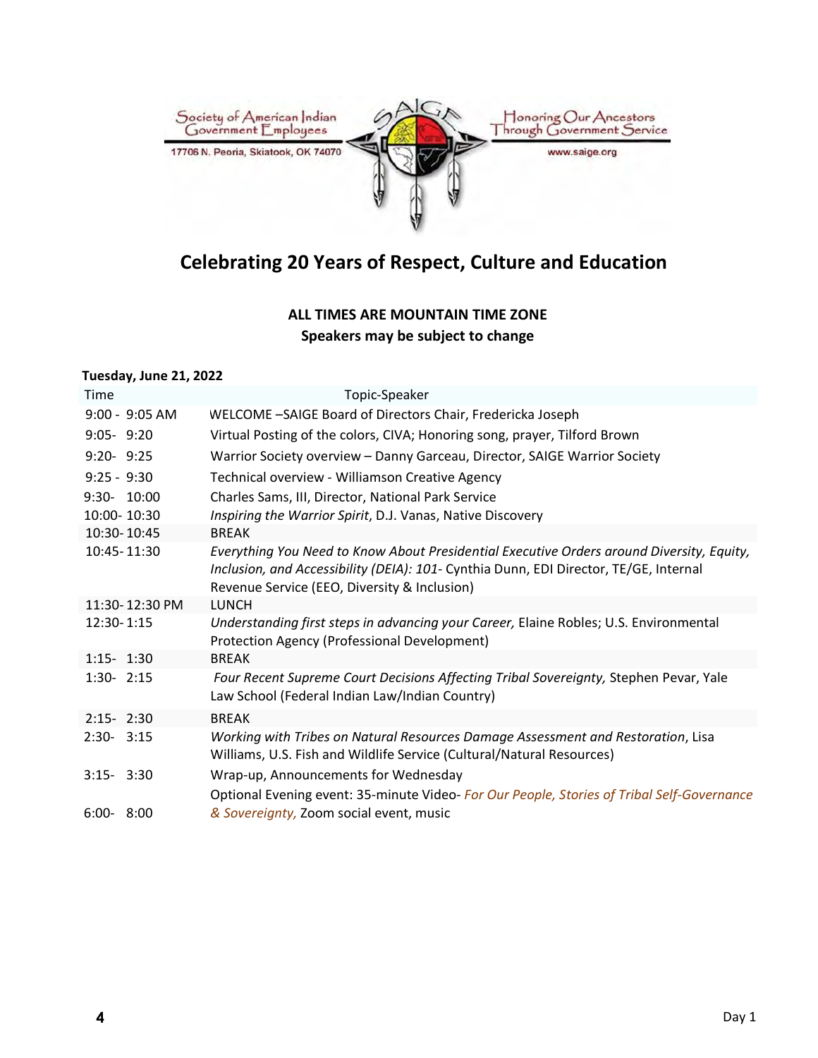Society of American Indian Government Employees

17706 N. Peoria, Skiatook, OK 74070

Honoring Our Ancestors Through Government Service

www.saige.org

# Celebrating 20 Years of Respect, Culture and Education

**ALL TIMES ARE MOUNTAIN TIME ZONE**
**Speakers may be subject to change**

**Tuesday, June 21, 2022**

| Time | Topic-Speaker |
|---|---|
| 9:00 - 9:05 AM | WELCOME –SAIGE Board of Directors Chair, Fredericka Joseph |
| 9:05- 9:20 | Virtual Posting of the colors, CIVA; Honoring song, prayer, Tilford Brown |
| 9:20- 9:25 | Warrior Society overview – Danny Garceau, Director, SAIGE Warrior Society |
| 9:25 - 9:30 | Technical overview - Williamson Creative Agency |
| 9:30- 10:00 | Charles Sams, III, Director, National Park Service |
| 10:00- 10:30 | *Inspiring the Warrior Spirit*, D.J. Vanas, Native Discovery |
| 10:30- 10:45 | BREAK |
| 10:45- 11:30 | *Everything You Need to Know About Presidential Executive Orders around Diversity, Equity, Inclusion, and Accessibility (DEIA): 101*- Cynthia Dunn, EDI Director, TE/GE, Internal Revenue Service (EEO, Diversity & Inclusion) |
| 11:30- 12:30 PM | LUNCH |
| 12:30- 1:15 | *Understanding first steps in advancing your Career,* Elaine Robles; U.S. Environmental Protection Agency (Professional Development) |
| 1:15- 1:30 | BREAK |
| 1:30- 2:15 | *Four Recent Supreme Court Decisions Affecting Tribal Sovereignty,* Stephen Pevar, Yale Law School (Federal Indian Law/Indian Country) |
| 2:15- 2:30 | BREAK |
| 2:30- 3:15 | *Working with Tribes on Natural Resources Damage Assessment and Restoration*, Lisa Williams, U.S. Fish and Wildlife Service (Cultural/Natural Resources) |
| 3:15- 3:30 | Wrap-up, Announcements for Wednesday |
| 6:00- 8:00 | Optional Evening event: 35-minute Video- *For Our People, Stories of Tribal Self-Governance & Sovereignty,* Zoom social event, music |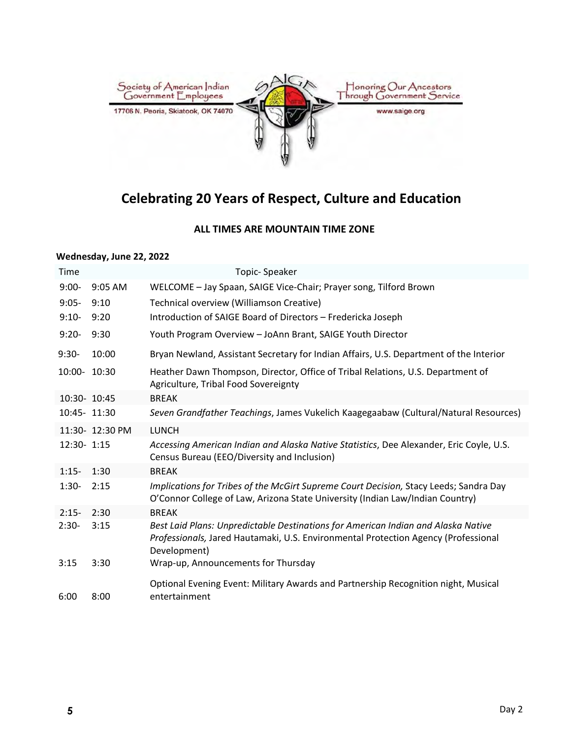Society of American Indian Government Employees

17706 N. Peoria, Skiatook, OK 74070

Honoring Our Ancestors Through Government Service

www.saige.org

# Celebrating 20 Years of Respect, Culture and Education

**ALL TIMES ARE MOUNTAIN TIME ZONE**

**Wednesday, June 22, 2022**

| Time | | Topic- Speaker |
|---|---|---|
| 9:00- | 9:05 AM | WELCOME – Jay Spaan, SAIGE Vice-Chair; Prayer song, Tilford Brown |
| 9:05- | 9:10 | Technical overview (Williamson Creative) |
| 9:10- | 9:20 | Introduction of SAIGE Board of Directors – Fredericka Joseph |
| 9:20- | 9:30 | Youth Program Overview – JoAnn Brant, SAIGE Youth Director |
| 9:30- | 10:00 | Bryan Newland, Assistant Secretary for Indian Affairs, U.S. Department of the Interior |
| 10:00- | 10:30 | Heather Dawn Thompson, Director, Office of Tribal Relations, U.S. Department of Agriculture, Tribal Food Sovereignty |
| 10:30- | 10:45 | BREAK |
| 10:45- | 11:30 | *Seven Grandfather Teachings*, James Vukelich Kaagegaabaw (Cultural/Natural Resources) |
| 11:30- | 12:30 PM | LUNCH |
| 12:30- | 1:15 | *Accessing American Indian and Alaska Native Statistics*, Dee Alexander, Eric Coyle, U.S. Census Bureau (EEO/Diversity and Inclusion) |
| 1:15- | 1:30 | BREAK |
| 1:30- | 2:15 | *Implications for Tribes of the McGirt Supreme Court Decision,* Stacy Leeds; Sandra Day O'Connor College of Law, Arizona State University (Indian Law/Indian Country) |
| 2:15- | 2:30 | BREAK |
| 2:30- | 3:15 | *Best Laid Plans: Unpredictable Destinations for American Indian and Alaska Native Professionals,* Jared Hautamaki, U.S. Environmental Protection Agency (Professional Development) |
| 3:15 | 3:30 | Wrap-up, Announcements for Thursday |
| 6:00 | 8:00 | Optional Evening Event: Military Awards and Partnership Recognition night, Musical entertainment |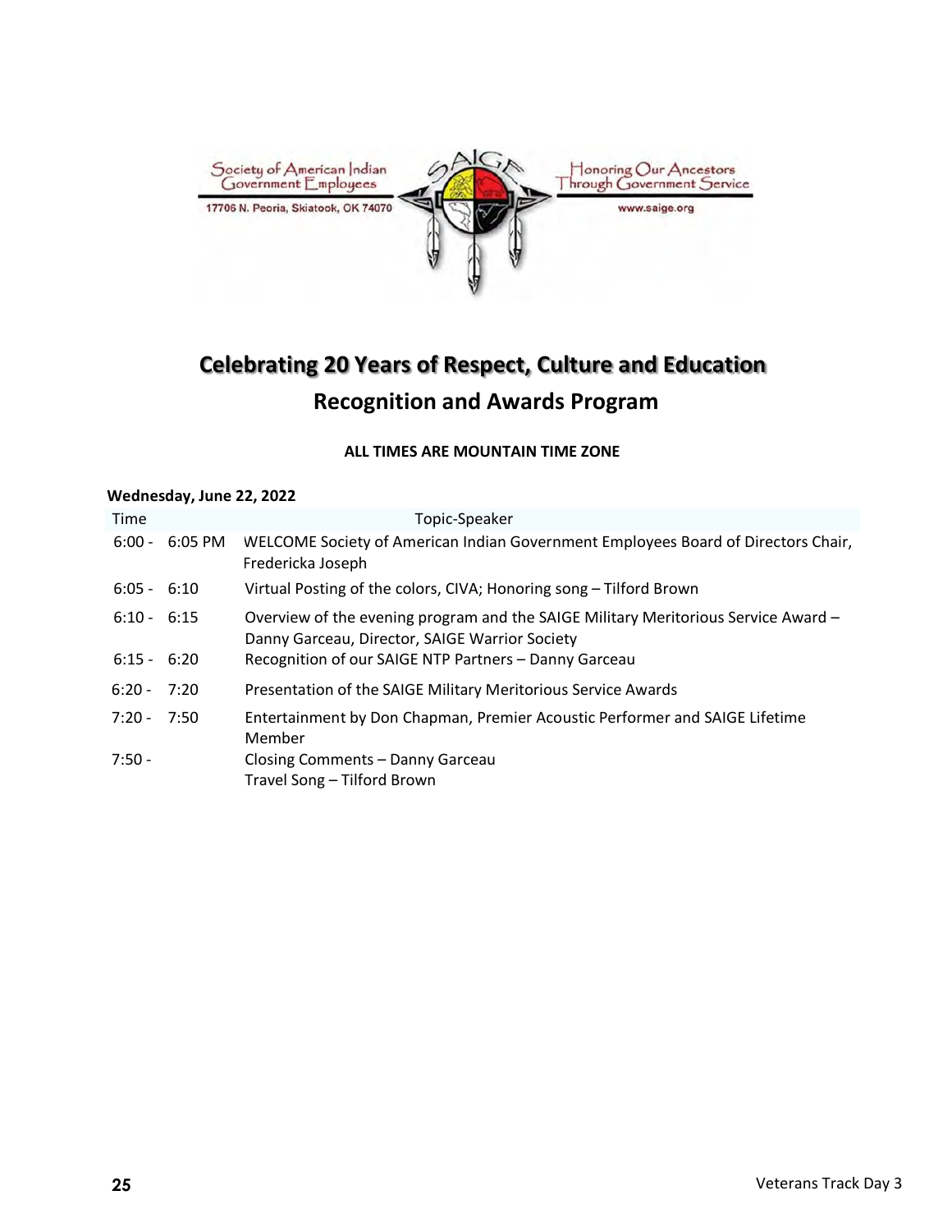Society of American Indian Government Employees

17706 N. Peoria, Skiatook, OK 74070

Honoring Our Ancestors Through Government Service

www.saige.org

# Celebrating 20 Years of Respect, Culture and Education

## Recognition and Awards Program

**ALL TIMES ARE MOUNTAIN TIME ZONE**

**Wednesday, June 22, 2022**

| Time | Topic-Speaker |
|---|---|
| 6:00 - 6:05 PM | WELCOME Society of American Indian Government Employees Board of Directors Chair, Fredericka Joseph |
| 6:05 - 6:10 | Virtual Posting of the colors, CIVA; Honoring song – Tilford Brown |
| 6:10 - 6:15 | Overview of the evening program and the SAIGE Military Meritorious Service Award – Danny Garceau, Director, SAIGE Warrior Society |
| 6:15 - 6:20 | Recognition of our SAIGE NTP Partners – Danny Garceau |
| 6:20 - 7:20 | Presentation of the SAIGE Military Meritorious Service Awards |
| 7:20 - 7:50 | Entertainment by Don Chapman, Premier Acoustic Performer and SAIGE Lifetime Member |
| 7:50 - | Closing Comments – Danny Garceau<br>Travel Song – Tilford Brown |